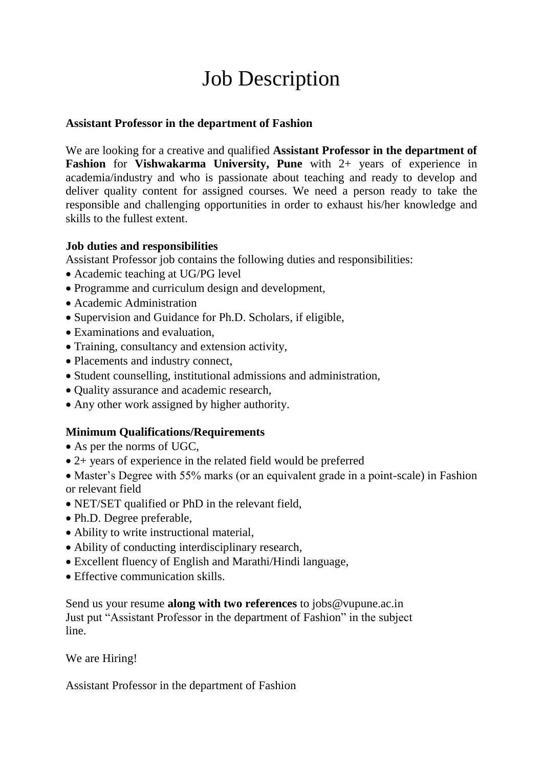# Job Description

**Assistant Professor in the department of Fashion**

We are looking for a creative and qualified **Assistant Professor in the department of Fashion** for **Vishwakarma University, Pune** with 2+ years of experience in academia/industry and who is passionate about teaching and ready to develop and deliver quality content for assigned courses. We need a person ready to take the responsible and challenging opportunities in order to exhaust his/her knowledge and skills to the fullest extent.

**Job duties and responsibilities**

Assistant Professor job contains the following duties and responsibilities:

- Academic teaching at UG/PG level
- Programme and curriculum design and development,
- Academic Administration
- Supervision and Guidance for Ph.D. Scholars, if eligible,
- Examinations and evaluation,
- Training, consultancy and extension activity,
- Placements and industry connect,
- Student counselling, institutional admissions and administration,
- Quality assurance and academic research,
- Any other work assigned by higher authority.

**Minimum Qualifications/Requirements**

- As per the norms of UGC,
- 2+ years of experience in the related field would be preferred
- Master's Degree with 55% marks (or an equivalent grade in a point-scale) in Fashion or relevant field
- NET/SET qualified or PhD in the relevant field,
- Ph.D. Degree preferable,
- Ability to write instructional material,
- Ability of conducting interdisciplinary research,
- Excellent fluency of English and Marathi/Hindi language,
- Effective communication skills.

Send us your resume **along with two references** to jobs@vupune.ac.in
Just put "Assistant Professor in the department of Fashion" in the subject line.

We are Hiring!

Assistant Professor in the department of Fashion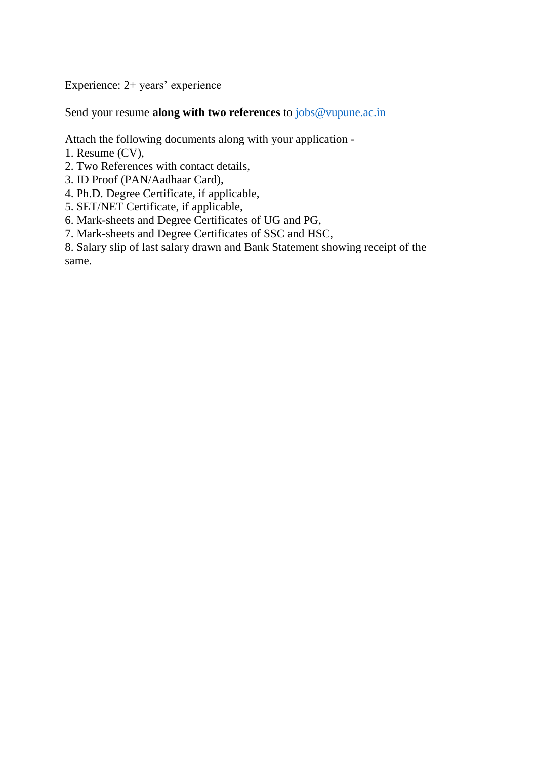Experience: 2+ years' experience

Send your resume **along with two references** to [jobs@vupune.ac.in](mailto:jobs@vupune.ac.in)

Attach the following documents along with your application -

1. Resume (CV),
2. Two References with contact details,
3. ID Proof (PAN/Aadhaar Card),
4. Ph.D. Degree Certificate, if applicable,
5. SET/NET Certificate, if applicable,
6. Mark-sheets and Degree Certificates of UG and PG,
7. Mark-sheets and Degree Certificates of SSC and HSC,
8. Salary slip of last salary drawn and Bank Statement showing receipt of the same.